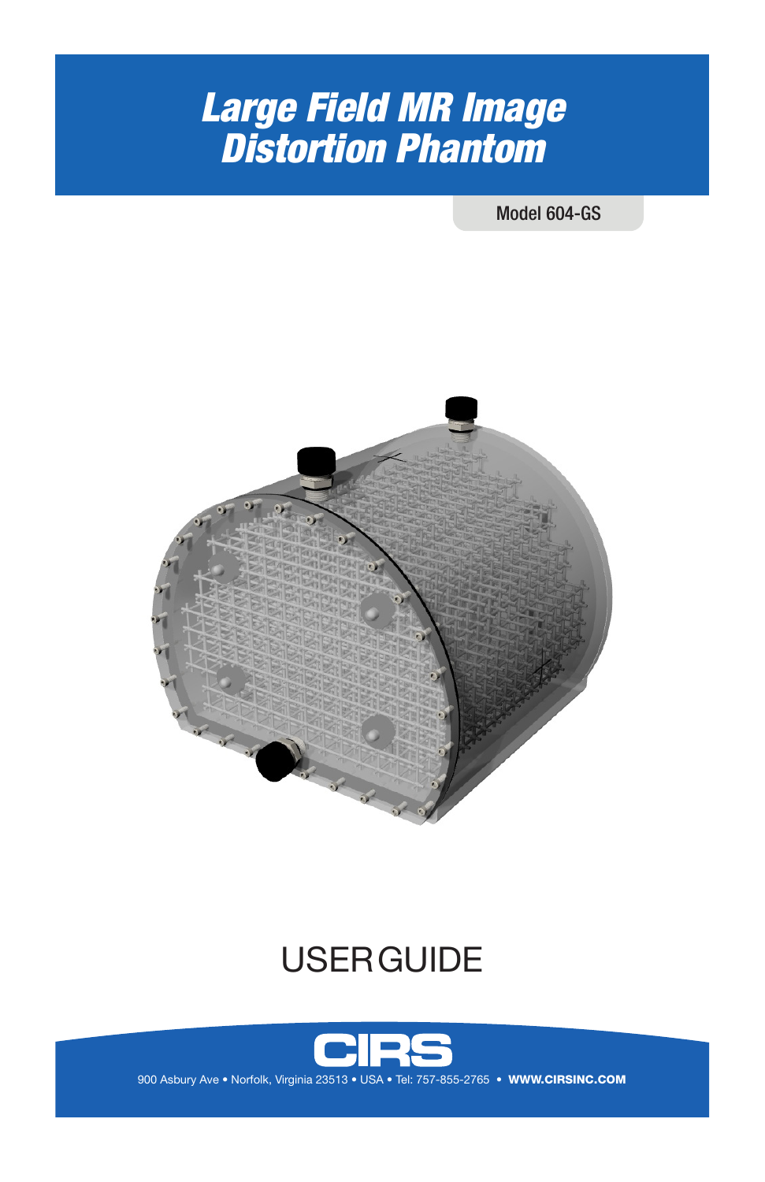# *Large Field MR Image Distortion Phantom*

Model 604-GS

USER GUIDE

CIRS

900 Asbury Ave • Norfolk, Virginia 23513 • USA • Tel: 757-855-2765 • **WWW.CIRSINC.COM**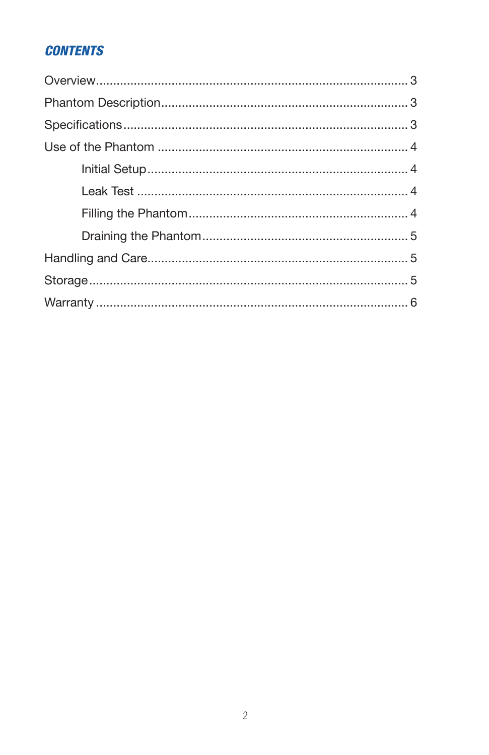## CONTENTS

Overview.......................................................................................... 3

Phantom Description........................................................................ 3

Specifications.................................................................................. 3

Use of the Phantom ......................................................................... 4

- Initial Setup............................................................................ 4
- Leak Test ............................................................................... 4
- Filling the Phantom................................................................ 4
- Draining the Phantom............................................................ 5

Handling and Care............................................................................ 5

Storage............................................................................................. 5

Warranty .......................................................................................... 6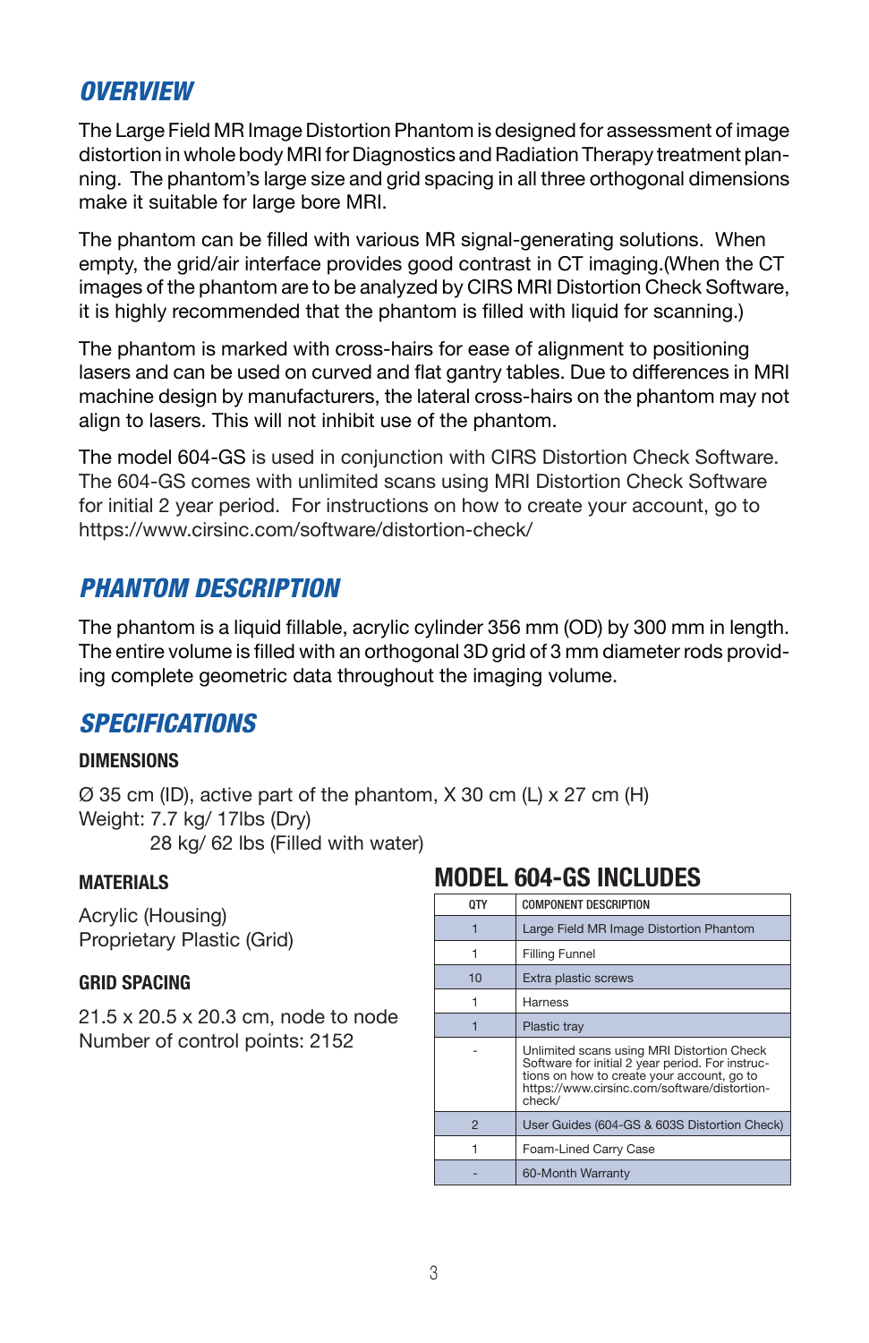## OVERVIEW

The Large Field MR Image Distortion Phantom is designed for assessment of image distortion in whole body MRI for Diagnostics and Radiation Therapy treatment planning. The phantom's large size and grid spacing in all three orthogonal dimensions make it suitable for large bore MRI.

The phantom can be filled with various MR signal-generating solutions. When empty, the grid/air interface provides good contrast in CT imaging.(When the CT images of the phantom are to be analyzed by CIRS MRI Distortion Check Software, it is highly recommended that the phantom is filled with liquid for scanning.)

The phantom is marked with cross-hairs for ease of alignment to positioning lasers and can be used on curved and flat gantry tables. Due to differences in MRI machine design by manufacturers, the lateral cross-hairs on the phantom may not align to lasers. This will not inhibit use of the phantom.

The model 604-GS is used in conjunction with CIRS Distortion Check Software. The 604-GS comes with unlimited scans using MRI Distortion Check Software for initial 2 year period. For instructions on how to create your account, go to https://www.cirsinc.com/software/distortion-check/

## PHANTOM DESCRIPTION

The phantom is a liquid fillable, acrylic cylinder 356 mm (OD) by 300 mm in length. The entire volume is filled with an orthogonal 3D grid of 3 mm diameter rods providing complete geometric data throughout the imaging volume.

## SPECIFICATIONS

### DIMENSIONS

Ø 35 cm (ID), active part of the phantom, X 30 cm (L) x 27 cm (H)
Weight: 7.7 kg/ 17lbs (Dry)
28 kg/ 62 lbs (Filled with water)

### MATERIALS

Acrylic (Housing)
Proprietary Plastic (Grid)

### GRID SPACING

21.5 x 20.5 x 20.3 cm, node to node
Number of control points: 2152

## MODEL 604-GS INCLUDES

| QTY | COMPONENT DESCRIPTION |
|---|---|
| 1 | Large Field MR Image Distortion Phantom |
| 1 | Filling Funnel |
| 10 | Extra plastic screws |
| 1 | Harness |
| 1 | Plastic tray |
| - | Unlimited scans using MRI Distortion Check Software for initial 2 year period. For instructions on how to create your account, go to https://www.cirsinc.com/software/distortion-check/ |
| 2 | User Guides (604-GS & 603S Distortion Check) |
| 1 | Foam-Lined Carry Case |
| - | 60-Month Warranty |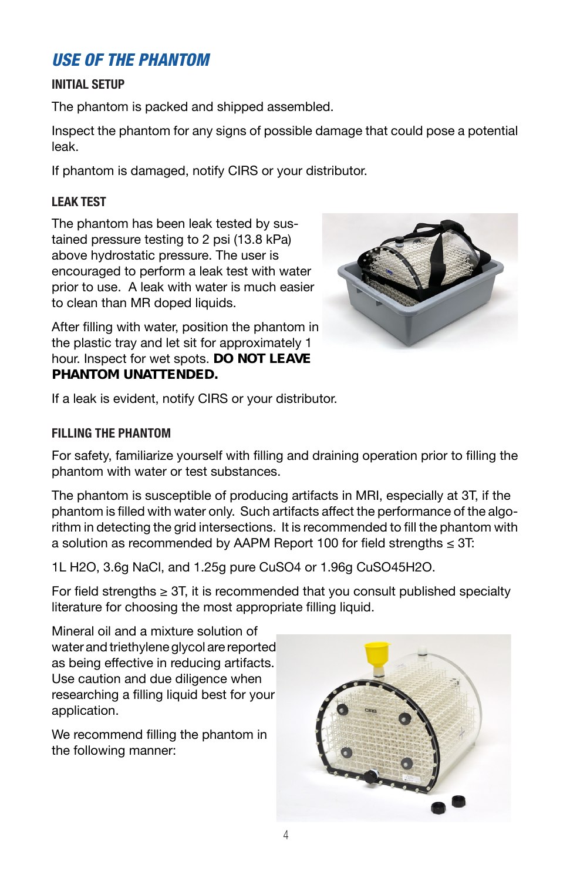## USE OF THE PHANTOM

### INITIAL SETUP

The phantom is packed and shipped assembled.

Inspect the phantom for any signs of possible damage that could pose a potential leak.

If phantom is damaged, notify CIRS or your distributor.

### LEAK TEST

The phantom has been leak tested by sustained pressure testing to 2 psi (13.8 kPa) above hydrostatic pressure. The user is encouraged to perform a leak test with water prior to use. A leak with water is much easier to clean than MR doped liquids.

After filling with water, position the phantom in the plastic tray and let sit for approximately 1 hour. Inspect for wet spots. **DO NOT LEAVE PHANTOM UNATTENDED.**

If a leak is evident, notify CIRS or your distributor.

### FILLING THE PHANTOM

For safety, familiarize yourself with filling and draining operation prior to filling the phantom with water or test substances.

The phantom is susceptible of producing artifacts in MRI, especially at 3T, if the phantom is filled with water only. Such artifacts affect the performance of the algorithm in detecting the grid intersections. It is recommended to fill the phantom with a solution as recommended by AAPM Report 100 for field strengths ≤ 3T:

1L H2O, 3.6g NaCl, and 1.25g pure CuSO4 or 1.96g CuSO45H2O.

For field strengths ≥ 3T, it is recommended that you consult published specialty literature for choosing the most appropriate filling liquid.

Mineral oil and a mixture solution of water and triethylene glycol are reported as being effective in reducing artifacts. Use caution and due diligence when researching a filling liquid best for your application.

We recommend filling the phantom in the following manner: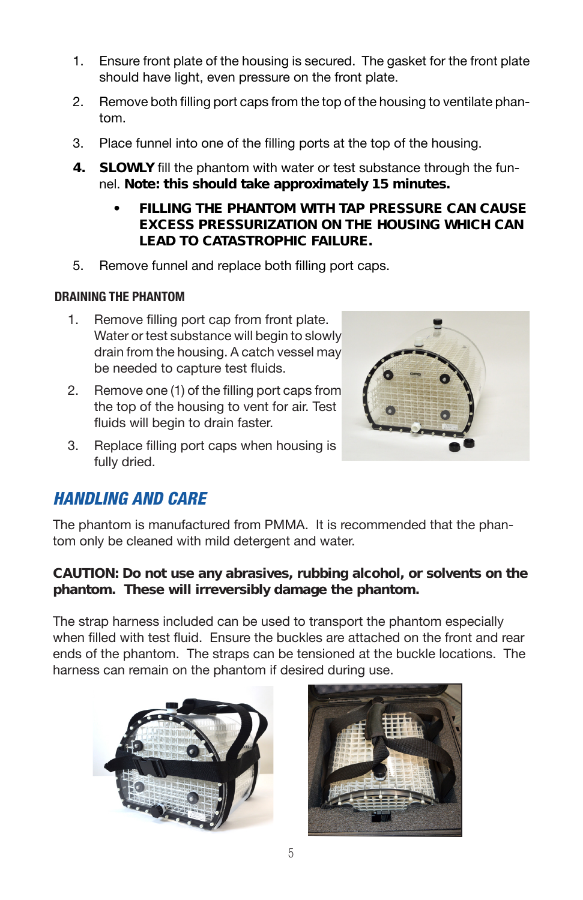1. Ensure front plate of the housing is secured. The gasket for the front plate should have light, even pressure on the front plate.
2. Remove both filling port caps from the top of the housing to ventilate phantom.
3. Place funnel into one of the filling ports at the top of the housing.
4. **SLOWLY** fill the phantom with water or test substance through the funnel. **Note: this should take approximately 15 minutes.**
   - ***FILLING THE PHANTOM WITH TAP PRESSURE CAN CAUSE EXCESS PRESSURIZATION ON THE HOUSING WHICH CAN LEAD TO CATASTROPHIC FAILURE.***
5. Remove funnel and replace both filling port caps.

### DRAINING THE PHANTOM

1. Remove filling port cap from front plate. Water or test substance will begin to slowly drain from the housing. A catch vessel may be needed to capture test fluids.
2. Remove one (1) of the filling port caps from the top of the housing to vent for air. Test fluids will begin to drain faster.
3. Replace filling port caps when housing is fully dried.

## *HANDLING AND CARE*

The phantom is manufactured from PMMA. It is recommended that the phantom only be cleaned with mild detergent and water.

**CAUTION: Do not use any abrasives, rubbing alcohol, or solvents on the phantom. These will irreversibly damage the phantom.**

The strap harness included can be used to transport the phantom especially when filled with test fluid. Ensure the buckles are attached on the front and rear ends of the phantom. The straps can be tensioned at the buckle locations. The harness can remain on the phantom if desired during use.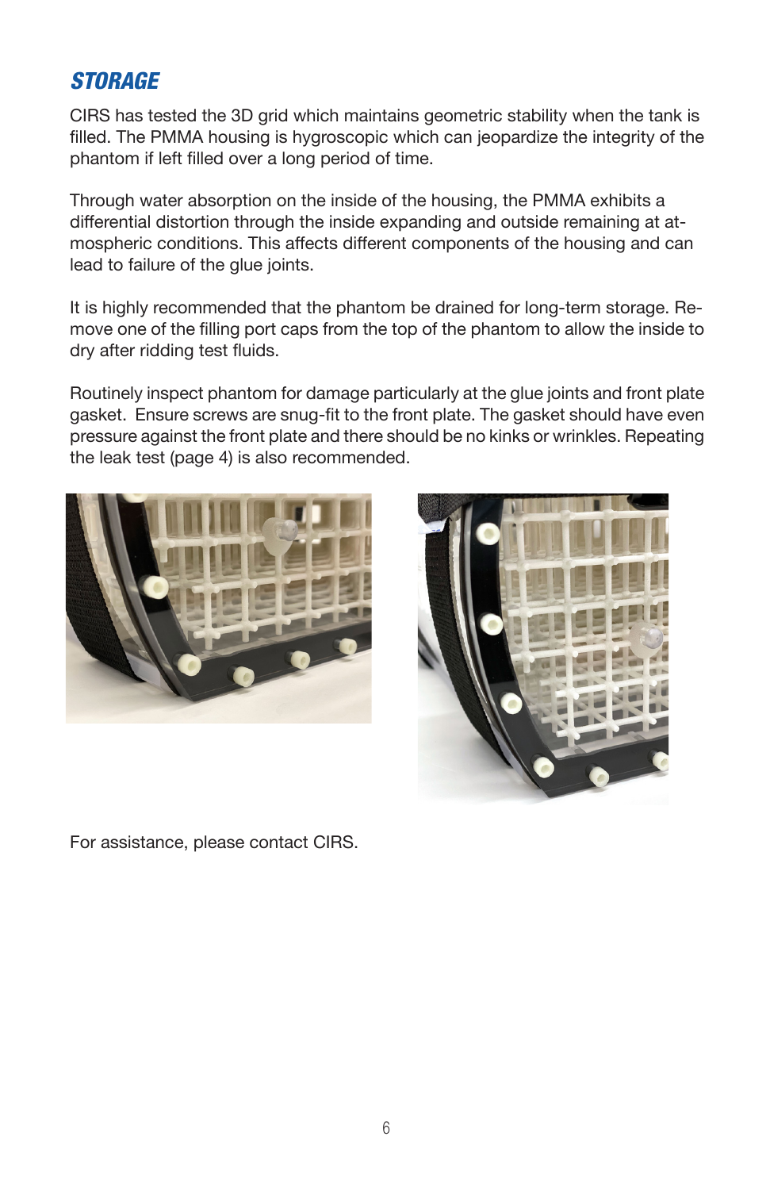## *STORAGE*

CIRS has tested the 3D grid which maintains geometric stability when the tank is filled. The PMMA housing is hygroscopic which can jeopardize the integrity of the phantom if left filled over a long period of time.

Through water absorption on the inside of the housing, the PMMA exhibits a differential distortion through the inside expanding and outside remaining at atmospheric conditions. This affects different components of the housing and can lead to failure of the glue joints.

It is highly recommended that the phantom be drained for long-term storage. Remove one of the filling port caps from the top of the phantom to allow the inside to dry after ridding test fluids.

Routinely inspect phantom for damage particularly at the glue joints and front plate gasket. Ensure screws are snug-fit to the front plate. The gasket should have even pressure against the front plate and there should be no kinks or wrinkles. Repeating the leak test (page 4) is also recommended.

For assistance, please contact CIRS.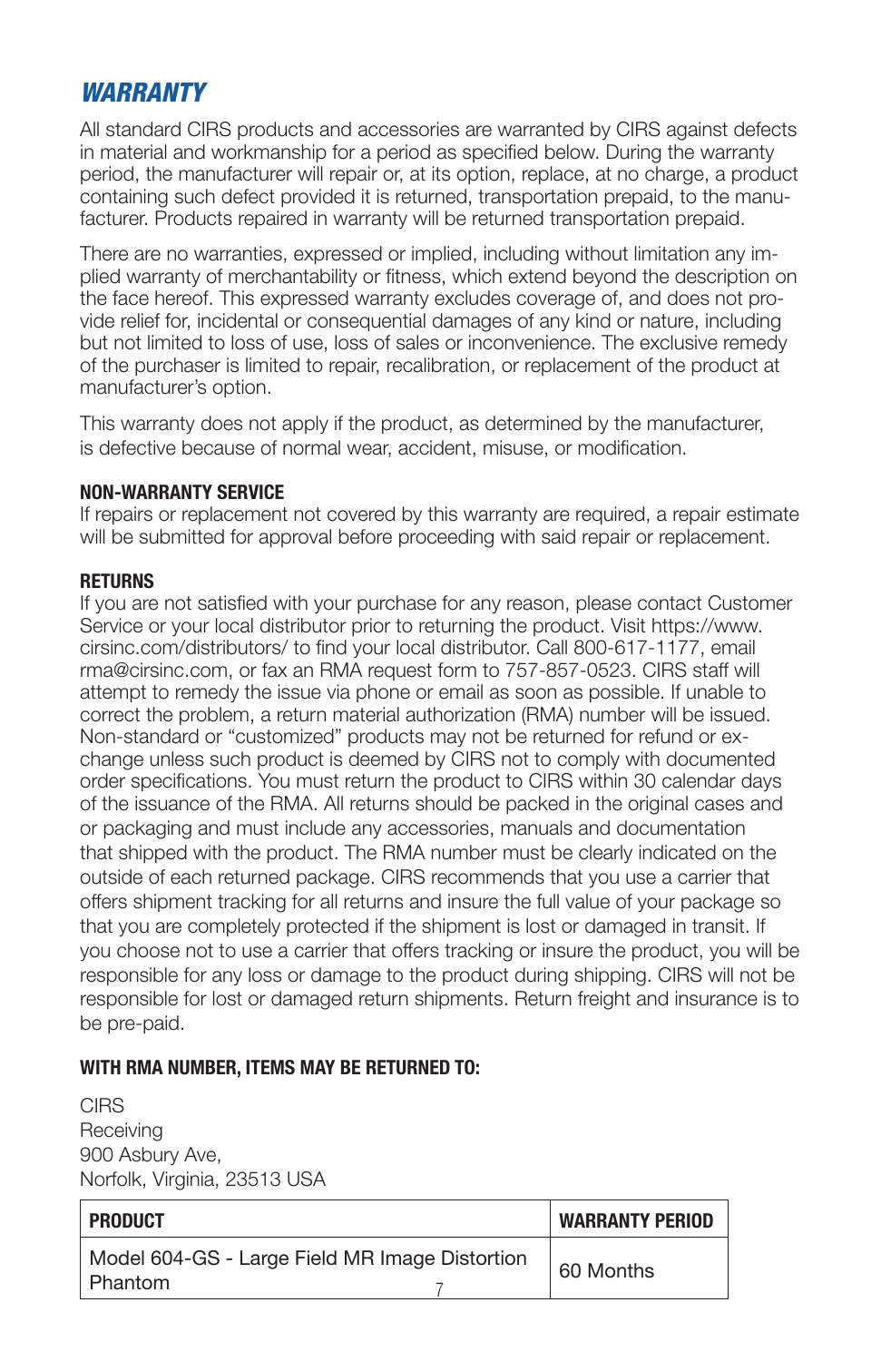## *WARRANTY*

All standard CIRS products and accessories are warranted by CIRS against defects in material and workmanship for a period as specified below. During the warranty period, the manufacturer will repair or, at its option, replace, at no charge, a product containing such defect provided it is returned, transportation prepaid, to the manufacturer. Products repaired in warranty will be returned transportation prepaid.

There are no warranties, expressed or implied, including without limitation any implied warranty of merchantability or fitness, which extend beyond the description on the face hereof. This expressed warranty excludes coverage of, and does not provide relief for, incidental or consequential damages of any kind or nature, including but not limited to loss of use, loss of sales or inconvenience. The exclusive remedy of the purchaser is limited to repair, recalibration, or replacement of the product at manufacturer's option.

This warranty does not apply if the product, as determined by the manufacturer, is defective because of normal wear, accident, misuse, or modification.

**NON-WARRANTY SERVICE**

If repairs or replacement not covered by this warranty are required, a repair estimate will be submitted for approval before proceeding with said repair or replacement.

**RETURNS**

If you are not satisfied with your purchase for any reason, please contact Customer Service or your local distributor prior to returning the product. Visit https://www.cirsinc.com/distributors/ to find your local distributor. Call 800-617-1177, email rma@cirsinc.com, or fax an RMA request form to 757-857-0523. CIRS staff will attempt to remedy the issue via phone or email as soon as possible. If unable to correct the problem, a return material authorization (RMA) number will be issued. Non-standard or "customized" products may not be returned for refund or exchange unless such product is deemed by CIRS not to comply with documented order specifications. You must return the product to CIRS within 30 calendar days of the issuance of the RMA. All returns should be packed in the original cases and or packaging and must include any accessories, manuals and documentation that shipped with the product. The RMA number must be clearly indicated on the outside of each returned package. CIRS recommends that you use a carrier that offers shipment tracking for all returns and insure the full value of your package so that you are completely protected if the shipment is lost or damaged in transit. If you choose not to use a carrier that offers tracking or insure the product, you will be responsible for any loss or damage to the product during shipping. CIRS will not be responsible for lost or damaged return shipments. Return freight and insurance is to be pre-paid.

**WITH RMA NUMBER, ITEMS MAY BE RETURNED TO:**

CIRS
Receiving
900 Asbury Ave,
Norfolk, Virginia, 23513 USA

| PRODUCT | WARRANTY PERIOD |
|---|---|
| Model 604-GS - Large Field MR Image Distortion Phantom | 60 Months |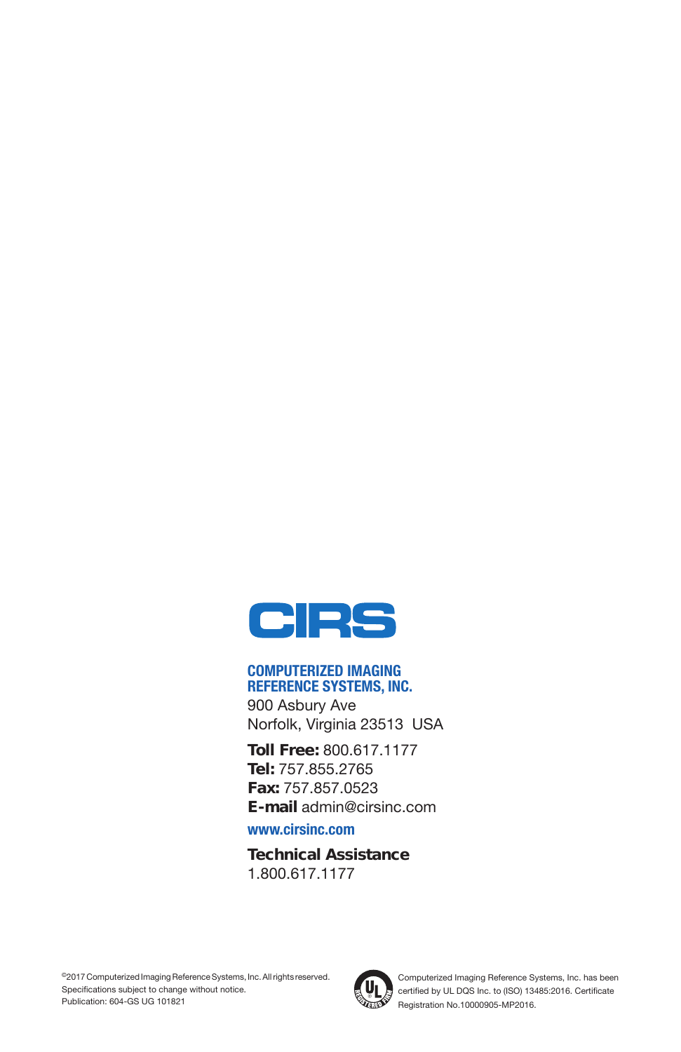**CIRS**

**COMPUTERIZED IMAGING REFERENCE SYSTEMS, INC.**
900 Asbury Ave
Norfolk, Virginia 23513 USA

**Toll Free:** 800.617.1177
**Tel:** 757.855.2765
**Fax:** 757.857.0523
**E-mail** admin@cirsinc.com

**www.cirsinc.com**

**Technical Assistance**
1.800.617.1177

©2017 Computerized Imaging Reference Systems, Inc. All rights reserved.
Specifications subject to change without notice.
Publication: 604-GS UG 101821

Computerized Imaging Reference Systems, Inc. has been certified by UL DQS Inc. to (ISO) 13485:2016. Certificate Registration No.10000905-MP2016.